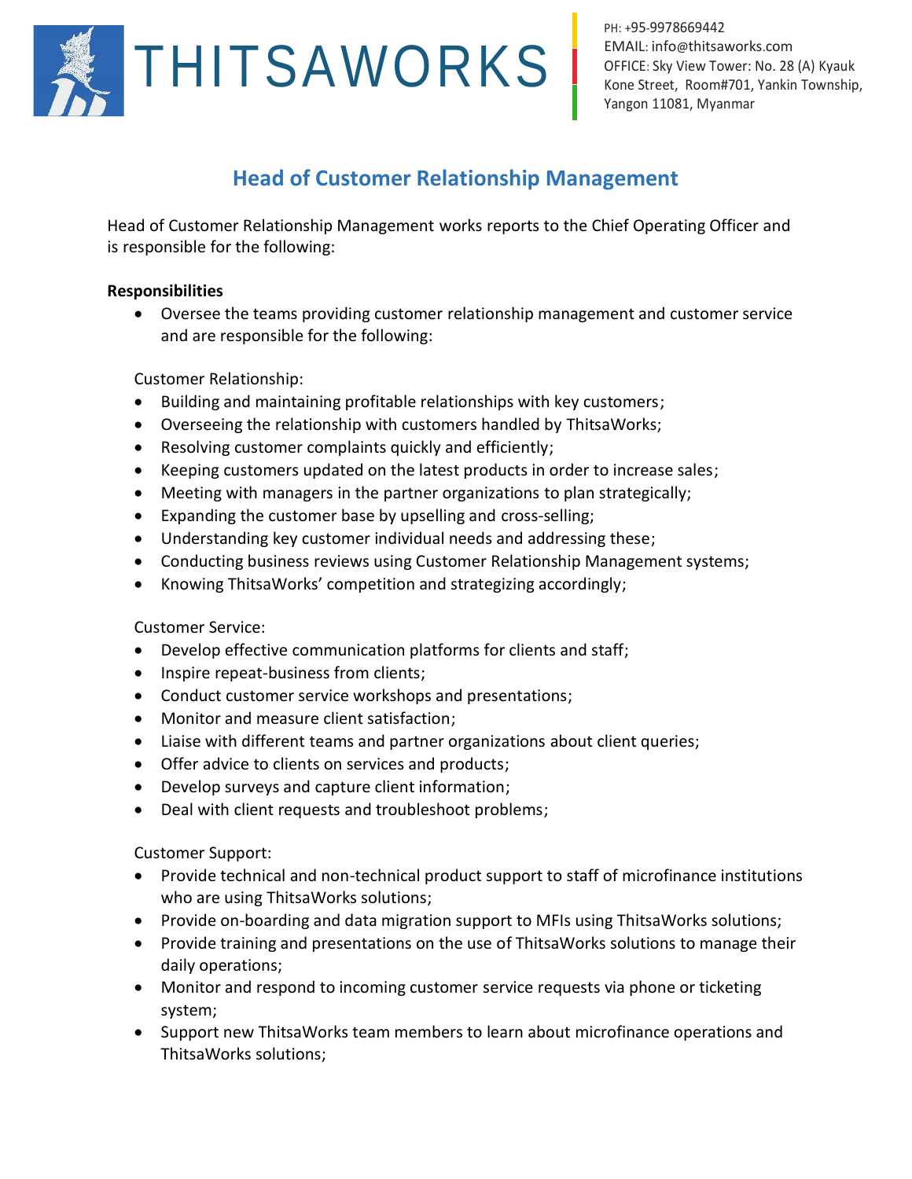THITSAWORKS

PH: +95-9978669442
EMAIL: info@thitsaworks.com
OFFICE: Sky View Tower: No. 28 (A) Kyauk Kone Street, Room#701, Yankin Township, Yangon 11081, Myanmar

# Head of Customer Relationship Management

Head of Customer Relationship Management works reports to the Chief Operating Officer and is responsible for the following:

**Responsibilities**

- Oversee the teams providing customer relationship management and customer service and are responsible for the following:

Customer Relationship:

- Building and maintaining profitable relationships with key customers;
- Overseeing the relationship with customers handled by ThitsaWorks;
- Resolving customer complaints quickly and efficiently;
- Keeping customers updated on the latest products in order to increase sales;
- Meeting with managers in the partner organizations to plan strategically;
- Expanding the customer base by upselling and cross-selling;
- Understanding key customer individual needs and addressing these;
- Conducting business reviews using Customer Relationship Management systems;
- Knowing ThitsaWorks' competition and strategizing accordingly;

Customer Service:

- Develop effective communication platforms for clients and staff;
- Inspire repeat-business from clients;
- Conduct customer service workshops and presentations;
- Monitor and measure client satisfaction;
- Liaise with different teams and partner organizations about client queries;
- Offer advice to clients on services and products;
- Develop surveys and capture client information;
- Deal with client requests and troubleshoot problems;

Customer Support:

- Provide technical and non-technical product support to staff of microfinance institutions who are using ThitsaWorks solutions;
- Provide on-boarding and data migration support to MFIs using ThitsaWorks solutions;
- Provide training and presentations on the use of ThitsaWorks solutions to manage their daily operations;
- Monitor and respond to incoming customer service requests via phone or ticketing system;
- Support new ThitsaWorks team members to learn about microfinance operations and ThitsaWorks solutions;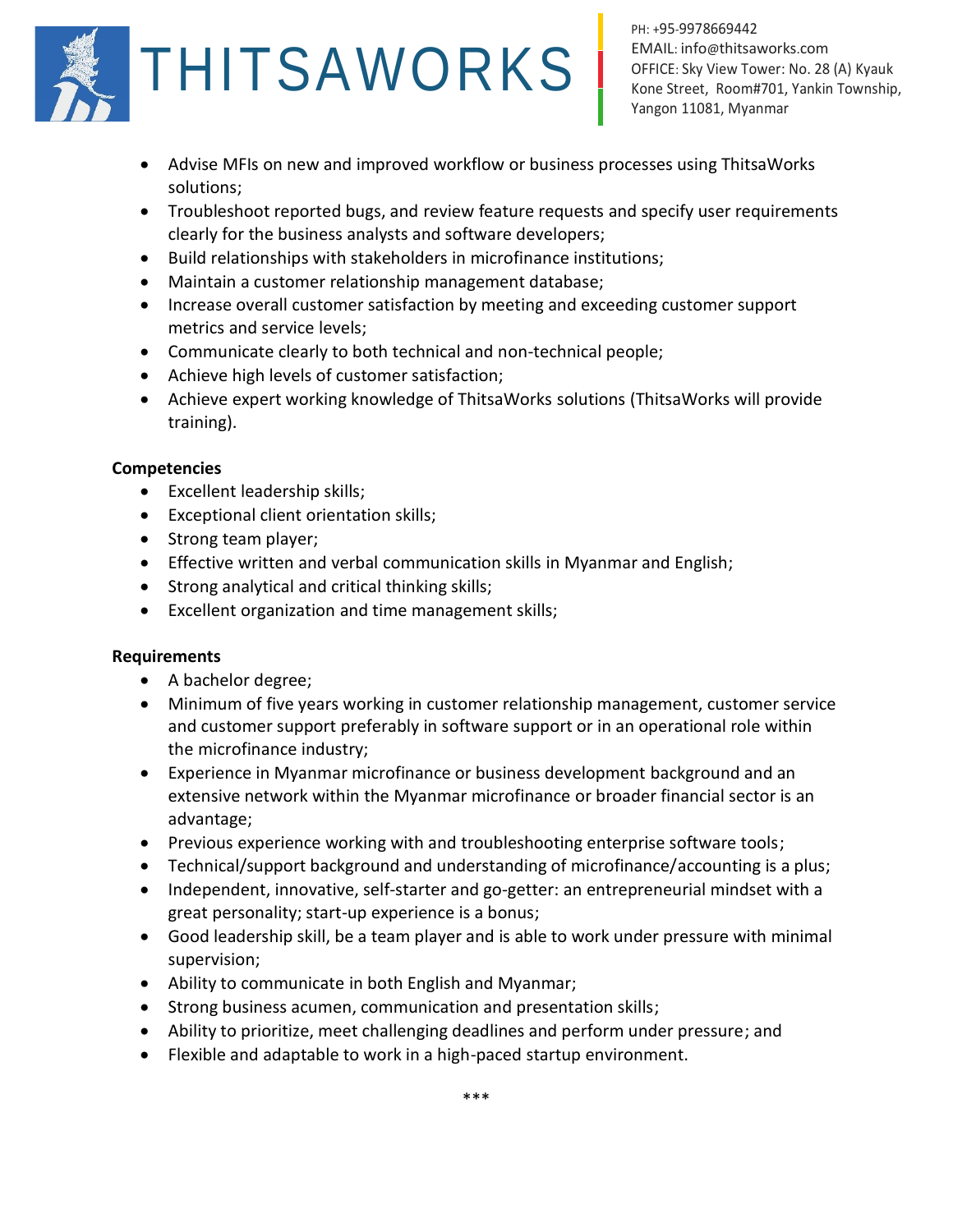- Advise MFIs on new and improved workflow or business processes using ThitsaWorks solutions;
- Troubleshoot reported bugs, and review feature requests and specify user requirements clearly for the business analysts and software developers;
- Build relationships with stakeholders in microfinance institutions;
- Maintain a customer relationship management database;
- Increase overall customer satisfaction by meeting and exceeding customer support metrics and service levels;
- Communicate clearly to both technical and non-technical people;
- Achieve high levels of customer satisfaction;
- Achieve expert working knowledge of ThitsaWorks solutions (ThitsaWorks will provide training).

**Competencies**

- Excellent leadership skills;
- Exceptional client orientation skills;
- Strong team player;
- Effective written and verbal communication skills in Myanmar and English;
- Strong analytical and critical thinking skills;
- Excellent organization and time management skills;

**Requirements**

- A bachelor degree;
- Minimum of five years working in customer relationship management, customer service and customer support preferably in software support or in an operational role within the microfinance industry;
- Experience in Myanmar microfinance or business development background and an extensive network within the Myanmar microfinance or broader financial sector is an advantage;
- Previous experience working with and troubleshooting enterprise software tools;
- Technical/support background and understanding of microfinance/accounting is a plus;
- Independent, innovative, self-starter and go-getter: an entrepreneurial mindset with a great personality; start-up experience is a bonus;
- Good leadership skill, be a team player and is able to work under pressure with minimal supervision;
- Ability to communicate in both English and Myanmar;
- Strong business acumen, communication and presentation skills;
- Ability to prioritize, meet challenging deadlines and perform under pressure; and
- Flexible and adaptable to work in a high-paced startup environment.

***